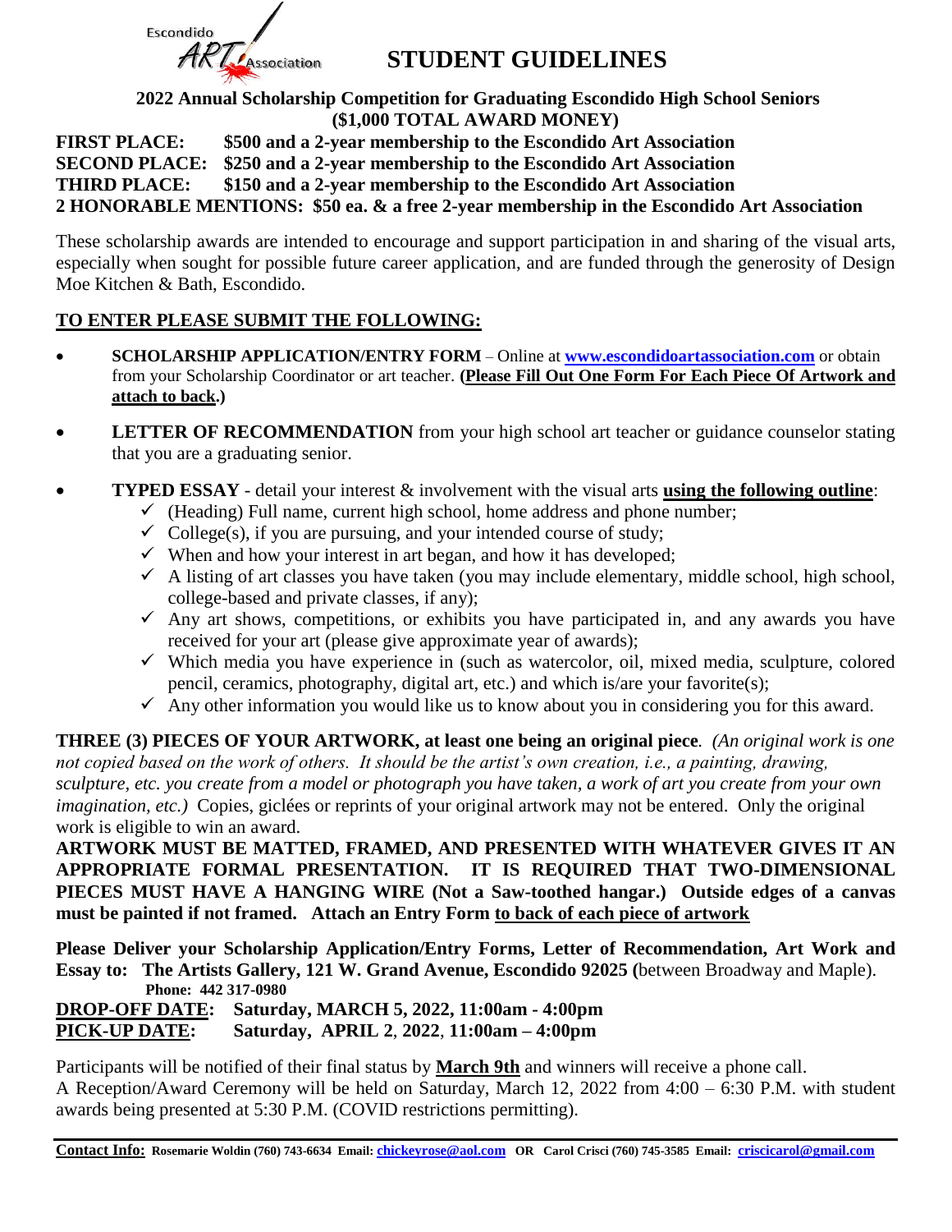Escondido ART Association

# STUDENT GUIDELINES

**2022 Annual Scholarship Competition for Graduating Escondido High School Seniors**
**($1,000 TOTAL AWARD MONEY)**

**FIRST PLACE: $500 and a 2-year membership to the Escondido Art Association**
**SECOND PLACE: $250 and a 2-year membership to the Escondido Art Association**
**THIRD PLACE: $150 and a 2-year membership to the Escondido Art Association**
**2 HONORABLE MENTIONS: $50 ea. & a free 2-year membership in the Escondido Art Association**

These scholarship awards are intended to encourage and support participation in and sharing of the visual arts, especially when sought for possible future career application, and are funded through the generosity of Design Moe Kitchen & Bath, Escondido.

## TO ENTER PLEASE SUBMIT THE FOLLOWING:

- **SCHOLARSHIP APPLICATION/ENTRY FORM** – Online at **www.escondidoartassociation.com** or obtain from your Scholarship Coordinator or art teacher. **(Please Fill Out One Form For Each Piece Of Artwork and attach to back.)**
- **LETTER OF RECOMMENDATION** from your high school art teacher or guidance counselor stating that you are a graduating senior.
- **TYPED ESSAY** - detail your interest & involvement with the visual arts **using the following outline**:
  - ✓ (Heading) Full name, current high school, home address and phone number;
  - ✓ College(s), if you are pursuing, and your intended course of study;
  - ✓ When and how your interest in art began, and how it has developed;
  - ✓ A listing of art classes you have taken (you may include elementary, middle school, high school, college-based and private classes, if any);
  - ✓ Any art shows, competitions, or exhibits you have participated in, and any awards you have received for your art (please give approximate year of awards);
  - ✓ Which media you have experience in (such as watercolor, oil, mixed media, sculpture, colored pencil, ceramics, photography, digital art, etc.) and which is/are your favorite(s);
  - ✓ Any other information you would like us to know about you in considering you for this award.

**THREE (3) PIECES OF YOUR ARTWORK, at least one being an original piece***. (An original work is one not copied based on the work of others. It should be the artist's own creation, i.e., a painting, drawing, sculpture, etc. you create from a model or photograph you have taken, a work of art you create from your own imagination, etc.)* Copies, giclées or reprints of your original artwork may not be entered. Only the original work is eligible to win an award.

**ARTWORK MUST BE MATTED, FRAMED, AND PRESENTED WITH WHATEVER GIVES IT AN APPROPRIATE FORMAL PRESENTATION. IT IS REQUIRED THAT TWO-DIMENSIONAL PIECES MUST HAVE A HANGING WIRE (Not a Saw-toothed hangar.) Outside edges of a canvas must be painted if not framed. Attach an Entry Form to back of each piece of artwork**

**Please Deliver your Scholarship Application/Entry Forms, Letter of Recommendation, Art Work and Essay to: The Artists Gallery, 121 W. Grand Avenue, Escondido 92025 (**between Broadway and Maple).
**Phone: 442 317-0980**

**DROP-OFF DATE: Saturday, MARCH 5, 2022, 11:00am - 4:00pm**
**PICK-UP DATE: Saturday, APRIL 2, 2022, 11:00am – 4:00pm**

Participants will be notified of their final status by **March 9th** and winners will receive a phone call.
A Reception/Award Ceremony will be held on Saturday, March 12, 2022 from 4:00 – 6:30 P.M. with student awards being presented at 5:30 P.M. (COVID restrictions permitting).

**Contact Info: Rosemarie Woldin (760) 743-6634 Email: chickeyrose@aol.com OR Carol Crisci (760) 745-3585 Email: criscicarol@gmail.com**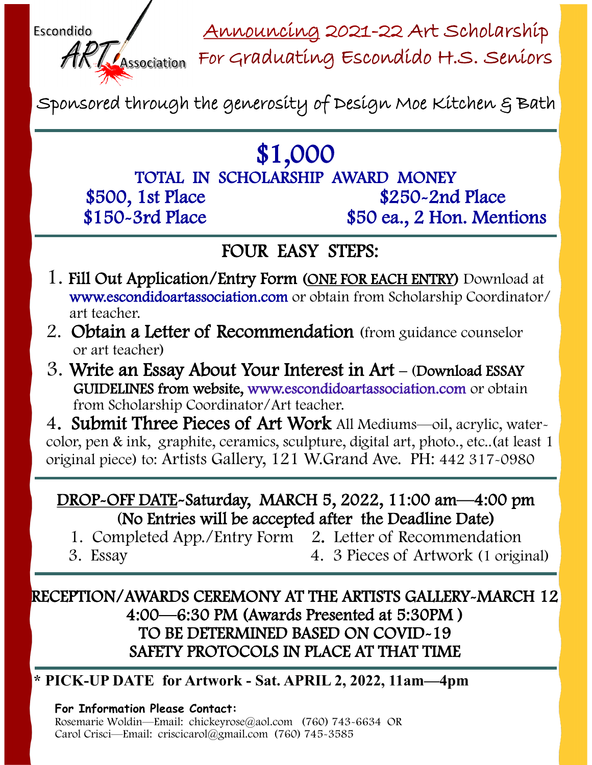Escondido ART Association

# Announcing 2021-22 Art Scholarship For Graduating Escondido H.S. Seniors

Sponsored through the generosity of Design Moe Kitchen & Bath

## $1,000

## TOTAL IN SCHOLARSHIP AWARD MONEY

$500, 1st Place
$250-2nd Place
$150-3rd Place
$50 ea., 2 Hon. Mentions

## FOUR EASY STEPS:

1. **Fill Out Application/Entry Form (ONE FOR EACH ENTRY)** Download at www.escondidoartassociation.com or obtain from Scholarship Coordinator/ art teacher.
2. **Obtain a Letter of Recommendation** (from guidance counselor or art teacher)
3. **Write an Essay About Your Interest in Art – (Download ESSAY GUIDELINES from website,** www.escondidoartassociation.com or obtain from Scholarship Coordinator/Art teacher.
4. **Submit Three Pieces of Art Work** All Mediums—oil, acrylic, water-color, pen & ink, graphite, ceramics, sculpture, digital art, photo., etc..(at least 1 original piece) to: Artists Gallery, 121 W.Grand Ave. PH: 442 317-0980

## DROP-OFF DATE-Saturday, MARCH 5, 2022, 11:00 am—4:00 pm (No Entries will be accepted after the Deadline Date)

1. Completed App./Entry Form
2. Letter of Recommendation
3. Essay
4. 3 Pieces of Artwork (1 original)

## RECEPTION/AWARDS CEREMONY AT THE ARTISTS GALLERY-MARCH 12 4:00—6:30 PM (Awards Presented at 5:30PM) TO BE DETERMINED BASED ON COVID-19 SAFETY PROTOCOLS IN PLACE AT THAT TIME

**\* PICK-UP DATE for Artwork - Sat. APRIL 2, 2022, 11am—4pm**

**For Information Please Contact:**
Rosemarie Woldin—Email: chickeyrose@aol.com (760) 743-6634 OR
Carol Crisci—Email: criscicarol@gmail.com (760) 745-3585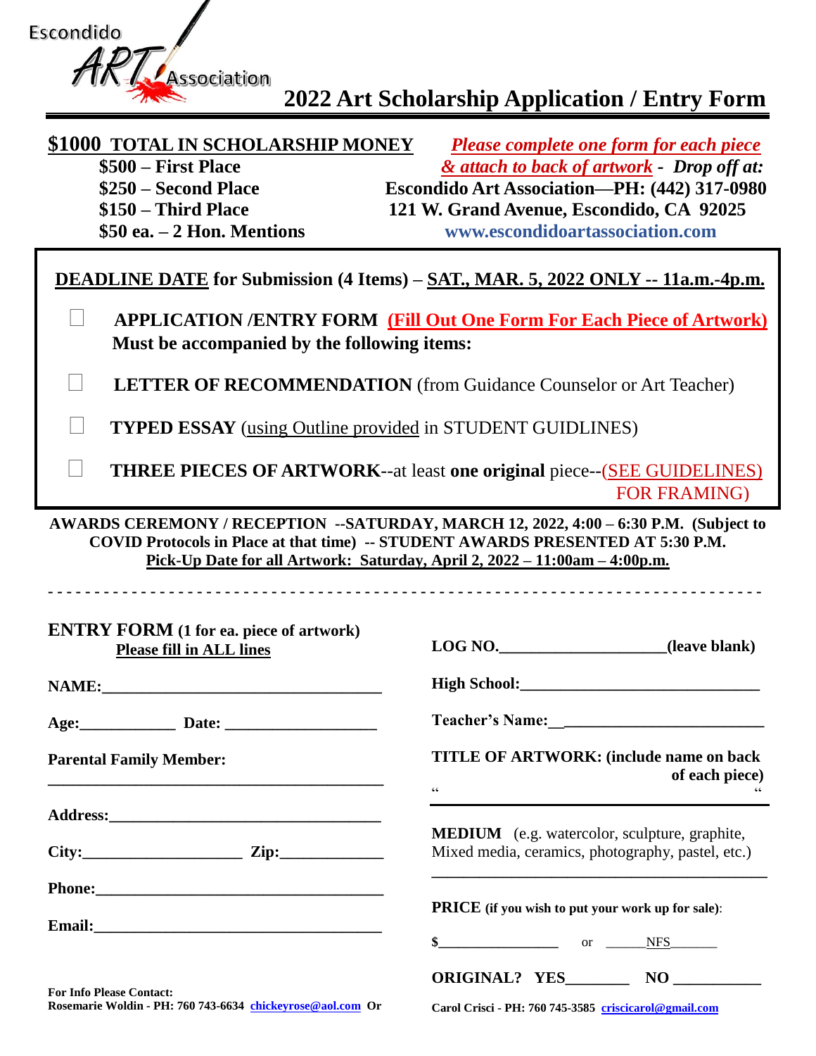Escondido ART Association

# 2022 Art Scholarship Application / Entry Form

**$1000 TOTAL IN SCHOLARSHIP MONEY**

**$500 – First Place**
**$250 – Second Place**
**$150 – Third Place**
**$50 ea. – 2 Hon. Mentions**

***Please complete one form for each piece & attach to back of artwork*** - ***Drop off at:***
**Escondido Art Association—PH: (442) 317-0980**
**121 W. Grand Avenue, Escondido, CA 92025**
**www.escondidoartassociation.com**

**DEADLINE DATE for Submission (4 Items) – SAT., MAR. 5, 2022 ONLY -- 11a.m.-4p.m.**

- ☐ **APPLICATION /ENTRY FORM (Fill Out One Form For Each Piece of Artwork)** **Must be accompanied by the following items:**
- ☐ **LETTER OF RECOMMENDATION** (from Guidance Counselor or Art Teacher)
- ☐ **TYPED ESSAY** (using Outline provided in STUDENT GUIDLINES)
- ☐ **THREE PIECES OF ARTWORK**--at least **one original** piece--(SEE GUIDELINES) FOR FRAMING)

**AWARDS CEREMONY / RECEPTION --SATURDAY, MARCH 12, 2022, 4:00 – 6:30 P.M. (Subject to COVID Protocols in Place at that time) -- STUDENT AWARDS PRESENTED AT 5:30 P.M.**
**Pick-Up Date for all Artwork: Saturday, April 2, 2022 – 11:00am – 4:00p.m.**

- - - - - - - - - - - - - - - - - - - - - - - - - - - - - - - - - - - - - - - - - - - - - - - - - - - - - - - - - - - - - - - - - - -

## ENTRY FORM (1 for ea. piece of artwork)

**Please fill in ALL lines**

**NAME:**___________________________________

**Age:**____________ **Date:** ___________________

**Parental Family Member:**
_____________________________________________

**Address:**__________________________________

**City:**____________________ **Zip:**_____________

**Phone:**____________________________________

**Email:**____________________________________

**LOG NO.**____________________**(leave blank)**

**High School:**______________________________

**Teacher's Name:**__________________________

**TITLE OF ARTWORK: (include name on back of each piece)**
" "
_____________________________________________

**MEDIUM** (e.g. watercolor, sculpture, graphite, Mixed media, ceramics, photography, pastel, etc.)
_____________________________________________

**PRICE (if you wish to put your work up for sale)**:

$________________ or ______NFS_______

**ORIGINAL? YES________ NO ___________**

**For Info Please Contact:**
**Rosemarie Woldin - PH: 760 743-6634 chickeyrose@aol.com Or** **Carol Crisci - PH: 760 745-3585 criscicarol@gmail.com**